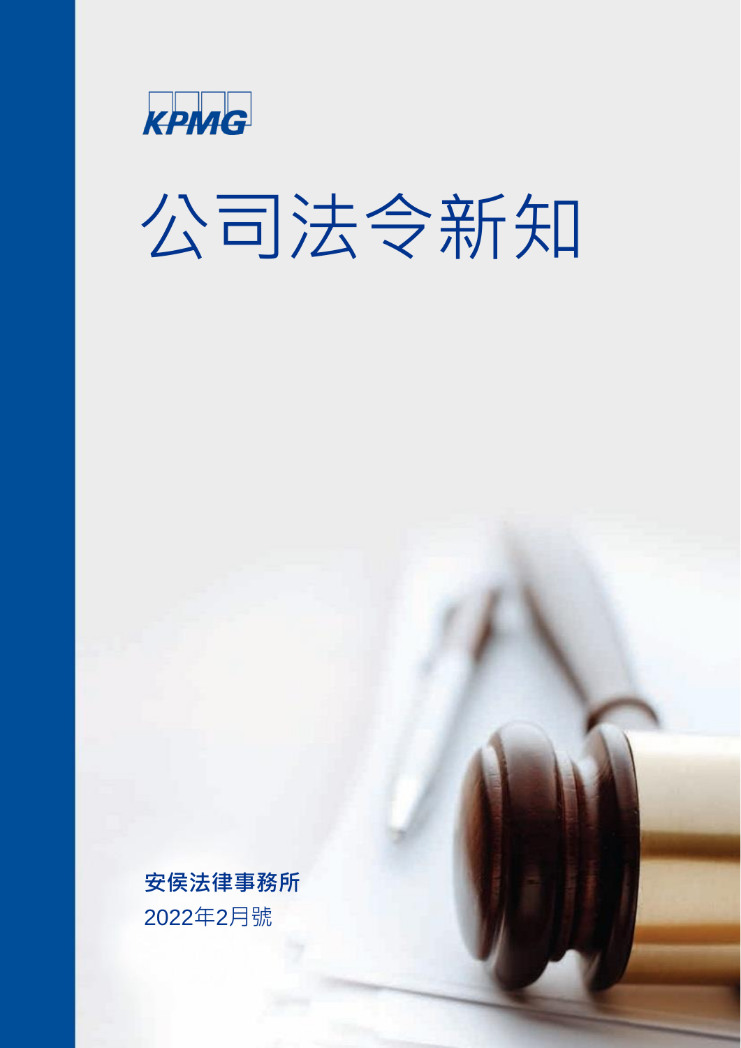KPMG

# 公司法令新知

**安侯法律事務所**

2022年2月號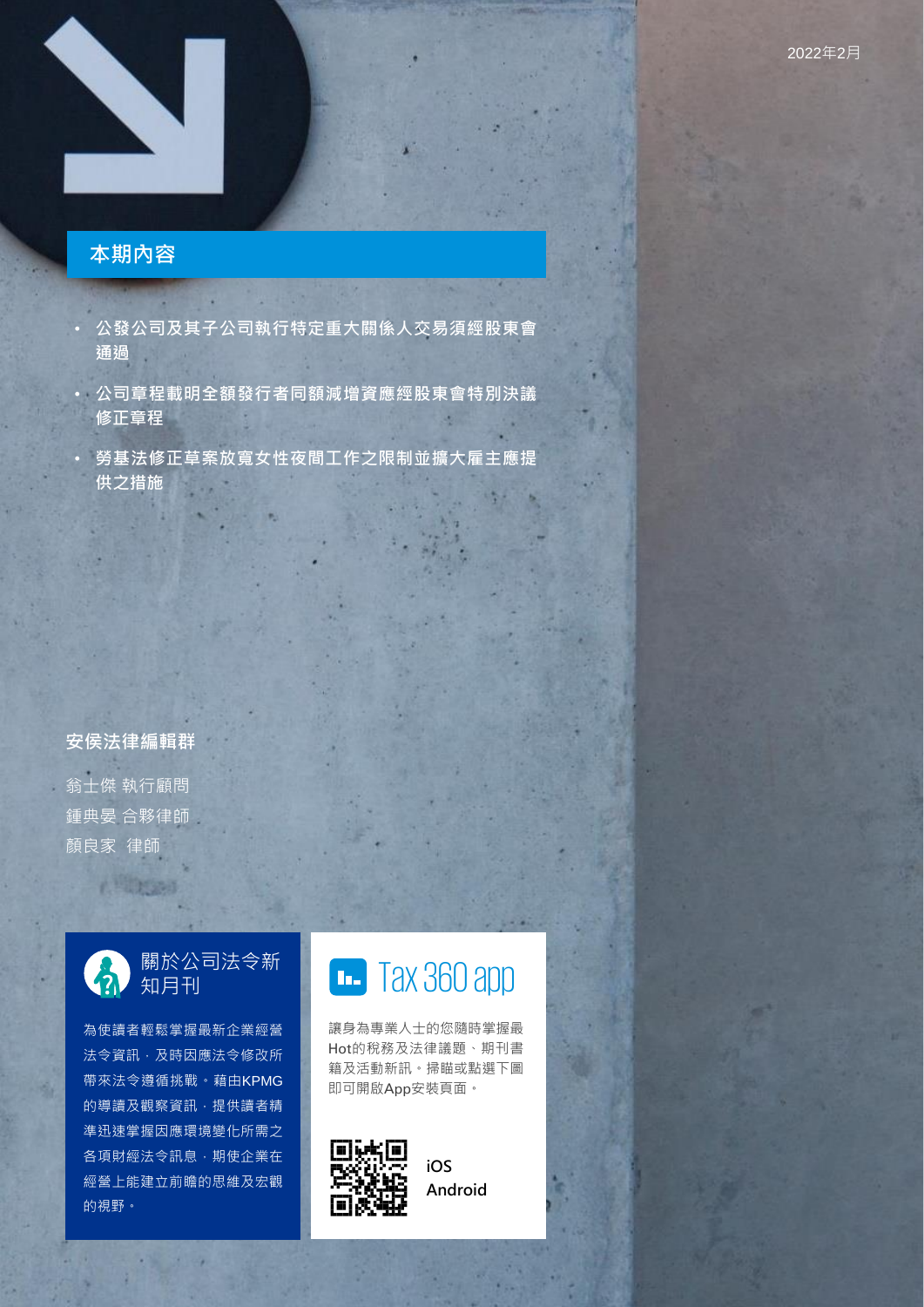2022年2月

## 本期內容

- **公發公司及其子公司執行特定重大關係人交易須經股東會通過**
- **公司章程載明全額發行者同額減增資應經股東會特別決議修正章程**
- **勞基法修正草案放寬女性夜間工作之限制並擴大雇主應提供之措施**

**安侯法律編輯群**

翁士傑 執行顧問

鍾典晏 合夥律師

顏良家　律師

### 關於公司法令新知月刊

為使讀者輕鬆掌握最新企業經營法令資訊，及時因應法令修改所帶來法令遵循挑戰。藉由KPMG的導讀及觀察資訊，提供讀者精準迅速掌握因應環境變化所需之各項財經法令訊息，期使企業在經營上能建立前瞻的思維及宏觀的視野。

### Tax 360 app

讓身為專業人士的您隨時掌握最Hot的稅務及法律議題、期刊書籍及活動新訊。掃瞄或點選下圖即可開啟App安裝頁面。

iOS

Android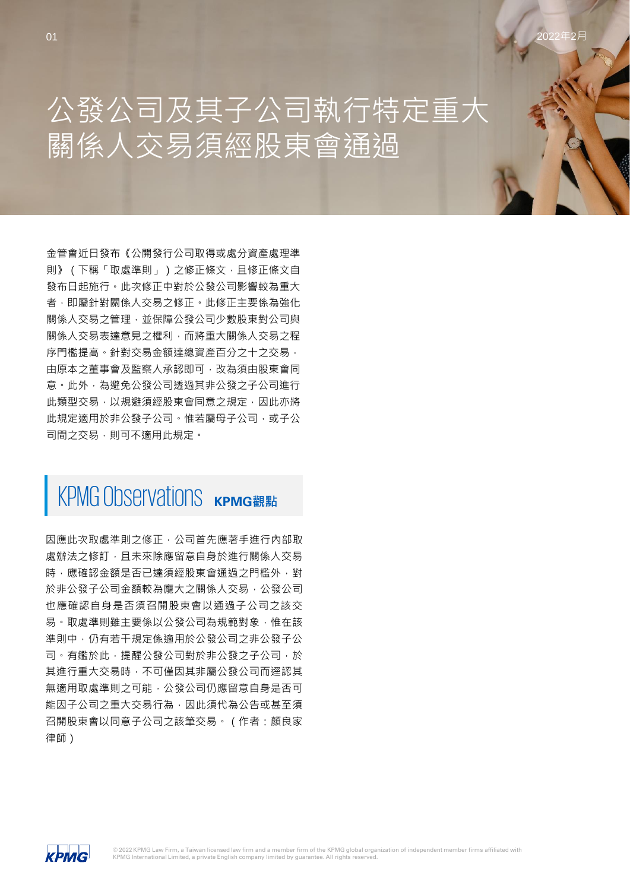# 公發公司及其子公司執行特定重大關係人交易須經股東會通過

金管會近日發布《公開發行公司取得或處分資產處理準則》（下稱「取處準則」）之修正條文，且修正條文自發布日起施行。此次修正中對於公發公司影響較為重大者，即屬針對關係人交易之修正。此修正主要係為強化關係人交易之管理，並保障公發公司少數股東對公司與關係人交易表達意見之權利，而將重大關係人交易之程序門檻提高。針對交易金額達總資產百分之十之交易，由原本之董事會及監察人承認即可，改為須由股東會同意。此外，為避免公發公司透過其非公發之子公司進行此類型交易，以規避須經股東會同意之規定，因此亦將此規定適用於非公發子公司。惟若屬母子公司，或子公司間之交易，則可不適用此規定。

## KPMG Observations **KPMG觀點**

因應此次取處準則之修正，公司首先應著手進行內部取處辦法之修訂，且未來除應留意自身於進行關係人交易時，應確認金額是否已達須經股東會通過之門檻外，對於非公發子公司金額較為龐大之關係人交易，公發公司也應確認自身是否須召開股東會以通過子公司之該交易。取處準則雖主要係以公發公司為規範對象，惟在該準則中，仍有若干規定係適用於公發公司之非公發子公司。有鑑於此，提醒公發公司對於非公發之子公司，於其進行重大交易時，不可僅因其非屬公發公司而逕認其無適用取處準則之可能，公發公司仍應留意自身是否可能因子公司之重大交易行為，因此須代為公告或甚至須召開股東會以同意子公司之該筆交易。（作者：顏良家律師）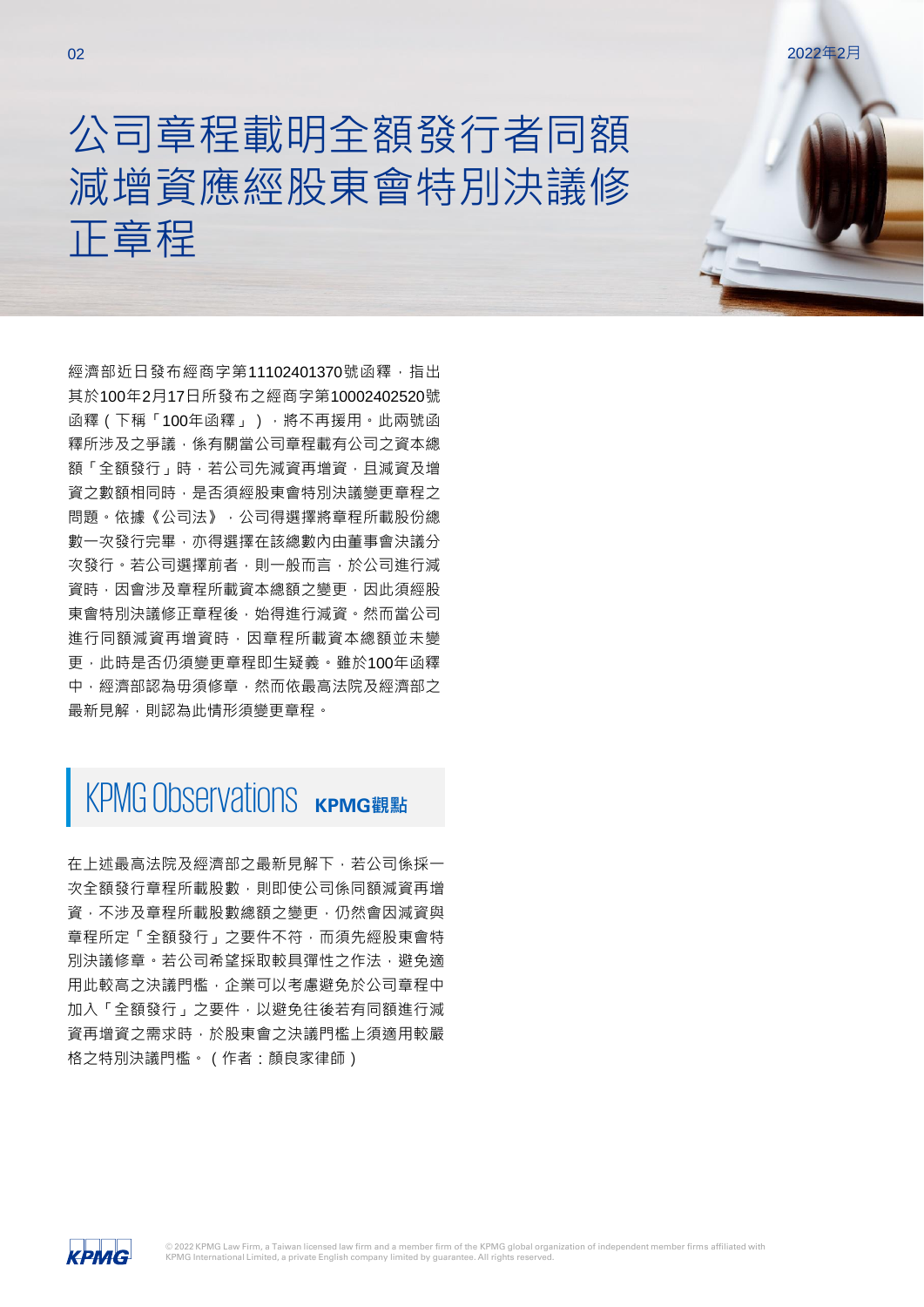# 公司章程載明全額發行者同額減增資應經股東會特別決議修正章程

經濟部近日發布經商字第11102401370號函釋，指出其於100年2月17日所發布之經商字第10002402520號函釋（下稱「100年函釋」），將不再援用。此兩號函釋所涉及之爭議，係有關當公司章程載有公司之資本總額「全額發行」時，若公司先減資再增資，且減資及增資之數額相同時，是否須經股東會特別決議變更章程之問題。依據《公司法》，公司得選擇將章程所載股份總數一次發行完畢，亦得選擇在該總數內由董事會決議分次發行。若公司選擇前者，則一般而言，於公司進行減資時，因會涉及章程所載資本總額之變更，因此須經股東會特別決議修正章程後，始得進行減資。然而當公司進行同額減資再增資時，因章程所載資本總額並未變更，此時是否仍須變更章程即生疑義。雖於100年函釋中，經濟部認為毋須修章，然而依最高法院及經濟部之最新見解，則認為此情形須變更章程。

## KPMG Observations **KPMG觀點**

在上述最高法院及經濟部之最新見解下，若公司係採一次全額發行章程所載股數，則即使公司係同額減資再增資，不涉及章程所載股數總額之變更，仍然會因減資與章程所定「全額發行」之要件不符，而須先經股東會特別決議修章。若公司希望採取較具彈性之作法，避免適用此較高之決議門檻，企業可以考慮避免於公司章程中加入「全額發行」之要件，以避免往後若有同額進行減資再增資之需求時，於股東會之決議門檻上須適用較嚴格之特別決議門檻。（作者：顏良家律師）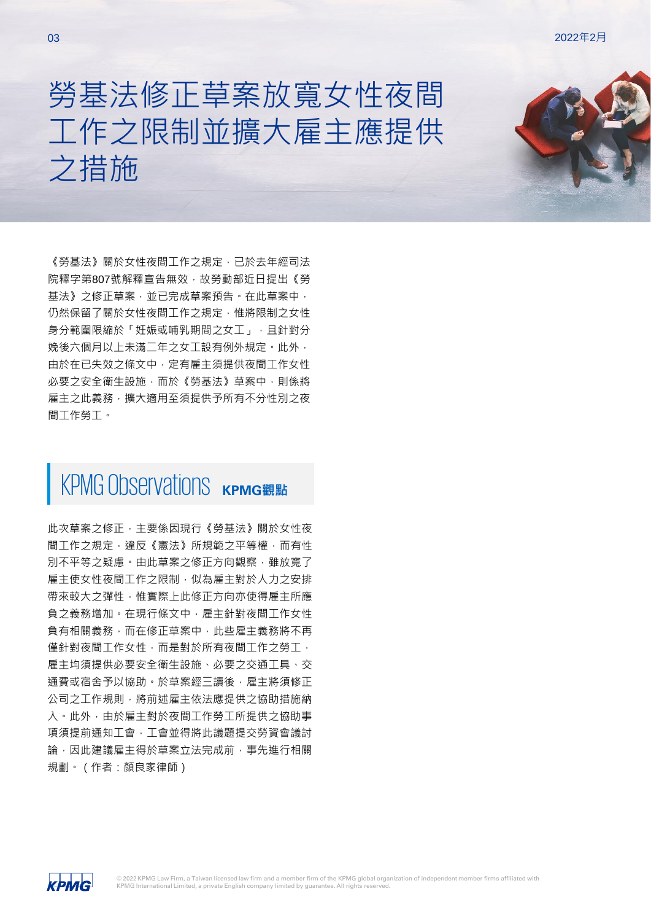# 勞基法修正草案放寬女性夜間工作之限制並擴大雇主應提供之措施

《勞基法》關於女性夜間工作之規定，已於去年經司法院釋字第807號解釋宣告無效，故勞動部近日提出《勞基法》之修正草案，並已完成草案預告。在此草案中，仍然保留了關於女性夜間工作之規定，惟將限制之女性身分範圍限縮於「妊娠或哺乳期間之女工」，且針對分娩後六個月以上未滿二年之女工設有例外規定。此外，由於在已失效之條文中，定有雇主須提供夜間工作女性必要之安全衛生設施，而於《勞基法》草案中，則係將雇主之此義務，擴大適用至須提供予所有不分性別之夜間工作勞工。

## KPMG Observations **KPMG觀點**

此次草案之修正，主要係因現行《勞基法》關於女性夜間工作之規定，違反《憲法》所規範之平等權，而有性別不平等之疑慮。由此草案之修正方向觀察，雖放寬了雇主使女性夜間工作之限制，似為雇主對於人力之安排帶來較大之彈性，惟實際上此修正方向亦使得雇主所應負之義務增加。在現行條文中，雇主針對夜間工作女性負有相關義務，而在修正草案中，此些雇主義務將不再僅針對夜間工作女性，而是對於所有夜間工作之勞工，雇主均須提供必要安全衛生設施、必要之交通工具、交通費或宿舍予以協助。於草案經三讀後，雇主將須修正公司之工作規則，將前述雇主依法應提供之協助措施納入。此外，由於雇主對於夜間工作勞工所提供之協助事項須提前通知工會，工會並得將此議題提交勞資會議討論，因此建議雇主得於草案立法完成前，事先進行相關規劃。（作者：顏良家律師）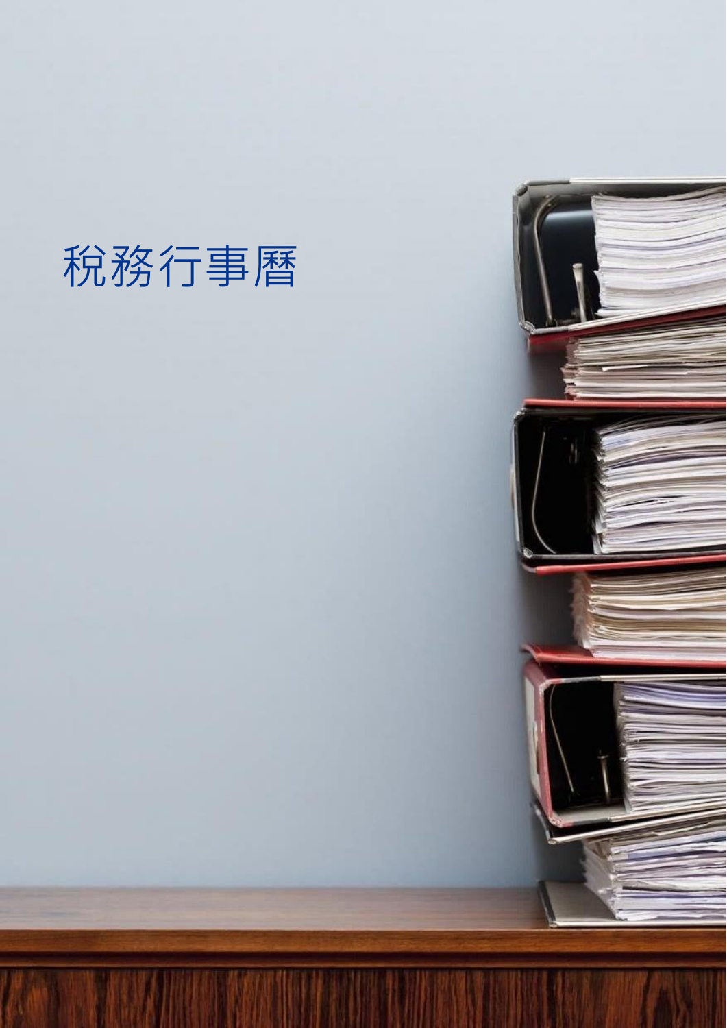# 稅務行事曆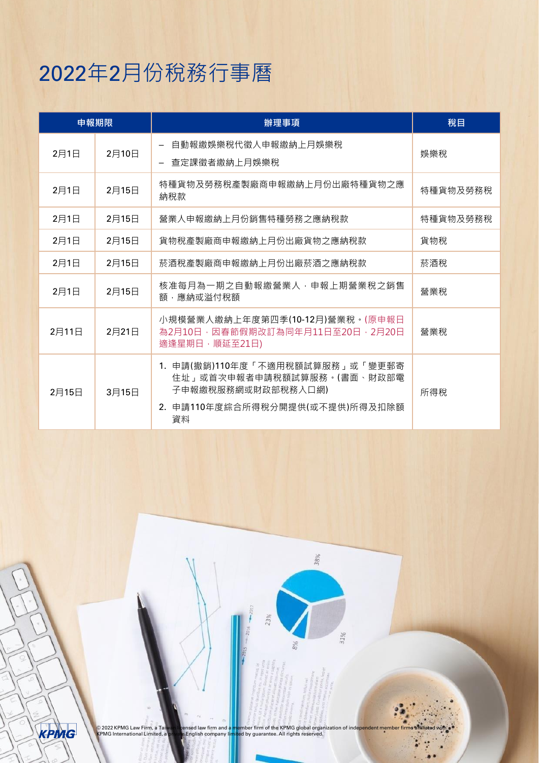# 2022年2月份稅務行事曆

| 申報期限 | | 辦理事項 | 稅目 |
| --- | --- | --- | --- |
| 2月1日 | 2月10日 | – 自動報繳娛樂稅代徵人申報繳納上月娛樂稅<br>– 查定課徵者繳納上月娛樂稅 | 娛樂稅 |
| 2月1日 | 2月15日 | 特種貨物及勞務稅產製廠商申報繳納上月份出廠特種貨物之應納稅款 | 特種貨物及勞務稅 |
| 2月1日 | 2月15日 | 營業人申報繳納上月份銷售特種勞務之應納稅款 | 特種貨物及勞務稅 |
| 2月1日 | 2月15日 | 貨物稅產製廠商申報繳納上月份出廠貨物之應納稅款 | 貨物稅 |
| 2月1日 | 2月15日 | 菸酒稅產製廠商申報繳納上月份出廠菸酒之應納稅款 | 菸酒稅 |
| 2月1日 | 2月15日 | 核准每月為一期之自動報繳營業人，申報上期營業稅之銷售額，應納或溢付稅額 | 營業稅 |
| 2月11日 | 2月21日 | 小規模營業人繳納上年度第四季(10-12月)營業稅。(原申報日為2月10日，因春節假期改訂為同年月11日至20日，2月20日適逢星期日，順延至21日) | 營業稅 |
| 2月15日 | 3月15日 | 1. 申請(撤銷)110年度「不適用稅額試算服務」或「變更郵寄住址」或首次申報者申請稅額試算服務。(書面、財政部電子申報繳稅服務網或財政部稅務入口網)<br>2. 申請110年度綜合所得稅分開提供(或不提供)所得及扣除額資料 | 所得稅 |

© 2022 KPMG Law Firm, a Taiwan licensed law firm and a member firm of the KPMG global organization of independent member firms affiliated with KPMG International Limited, a private English company limited by guarantee. All rights reserved.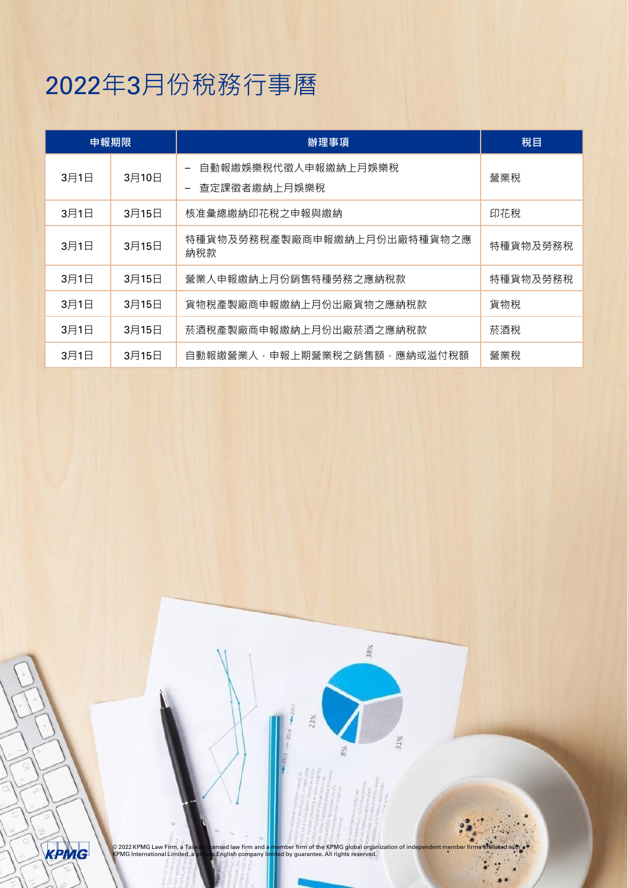# 2022年3月份稅務行事曆

| 申報期限 | | 辦理事項 | 稅目 |
|---|---|---|---|
| 3月1日 | 3月10日 | – 自動報繳娛樂稅代徵人申報繳納上月娛樂稅<br>– 查定課徵者繳納上月娛樂稅 | 營業稅 |
| 3月1日 | 3月15日 | 核准彙總繳納印花稅之申報與繳納 | 印花稅 |
| 3月1日 | 3月15日 | 特種貨物及勞務稅產製廠商申報繳納上月份出廠特種貨物之應納稅款 | 特種貨物及勞務稅 |
| 3月1日 | 3月15日 | 營業人申報繳納上月份銷售特種勞務之應納稅款 | 特種貨物及勞務稅 |
| 3月1日 | 3月15日 | 貨物稅產製廠商申報繳納上月份出廠貨物之應納稅款 | 貨物稅 |
| 3月1日 | 3月15日 | 菸酒稅產製廠商申報繳納上月份出廠菸酒之應納稅款 | 菸酒稅 |
| 3月1日 | 3月15日 | 自動報繳營業人，申報上期營業稅之銷售額，應納或溢付稅額 | 營業稅 |

© 2022 KPMG Law Firm, a Taiwan licensed law firm and a member firm of the KPMG global organization of independent member firms affiliated with KPMG International Limited, a private English company limited by guarantee. All rights reserved.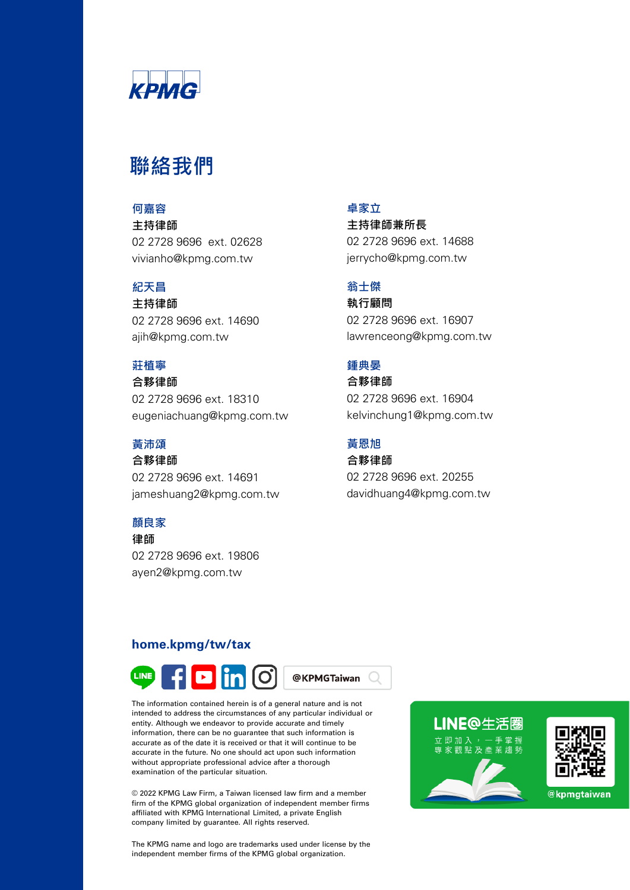KPMG

## 聯絡我們

**何嘉容**
**主持律師**
02 2728 9696  ext. 02628
vivianho@kpmg.com.tw

**紀天昌**
**主持律師**
02 2728 9696 ext. 14690
ajih@kpmg.com.tw

**莊植寧**
**合夥律師**
02 2728 9696 ext. 18310
eugeniachuang@kpmg.com.tw

**黃沛頌**
**合夥律師**
02 2728 9696 ext. 14691
jameshuang2@kpmg.com.tw

**顏良家**
**律師**
02 2728 9696 ext. 19806
ayen2@kpmg.com.tw

**卓家立**
**主持律師兼所長**
02 2728 9696 ext. 14688
jerrycho@kpmg.com.tw

**翁士傑**
**執行顧問**
02 2728 9696 ext. 16907
lawrenceong@kpmg.com.tw

**鍾典晏**
**合夥律師**
02 2728 9696 ext. 16904
kelvinchung1@kpmg.com.tw

**黃恩旭**
**合夥律師**
02 2728 9696 ext. 20255
davidhuang4@kpmg.com.tw

**home.kpmg/tw/tax**

@KPMGTaiwan

The information contained herein is of a general nature and is not intended to address the circumstances of any particular individual or entity. Although we endeavor to provide accurate and timely information, there can be no guarantee that such information is accurate as of the date it is received or that it will continue to be accurate in the future. No one should act upon such information without appropriate professional advice after a thorough examination of the particular situation.

© 2022 KPMG Law Firm, a Taiwan licensed law firm and a member firm of the KPMG global organization of independent member firms affiliated with KPMG International Limited, a private English company limited by guarantee. All rights reserved.

The KPMG name and logo are trademarks used under license by the independent member firms of the KPMG global organization.

LINE@生活圈
立即加入，一手掌握
專家觀點及產業趨勢

@kpmgtaiwan